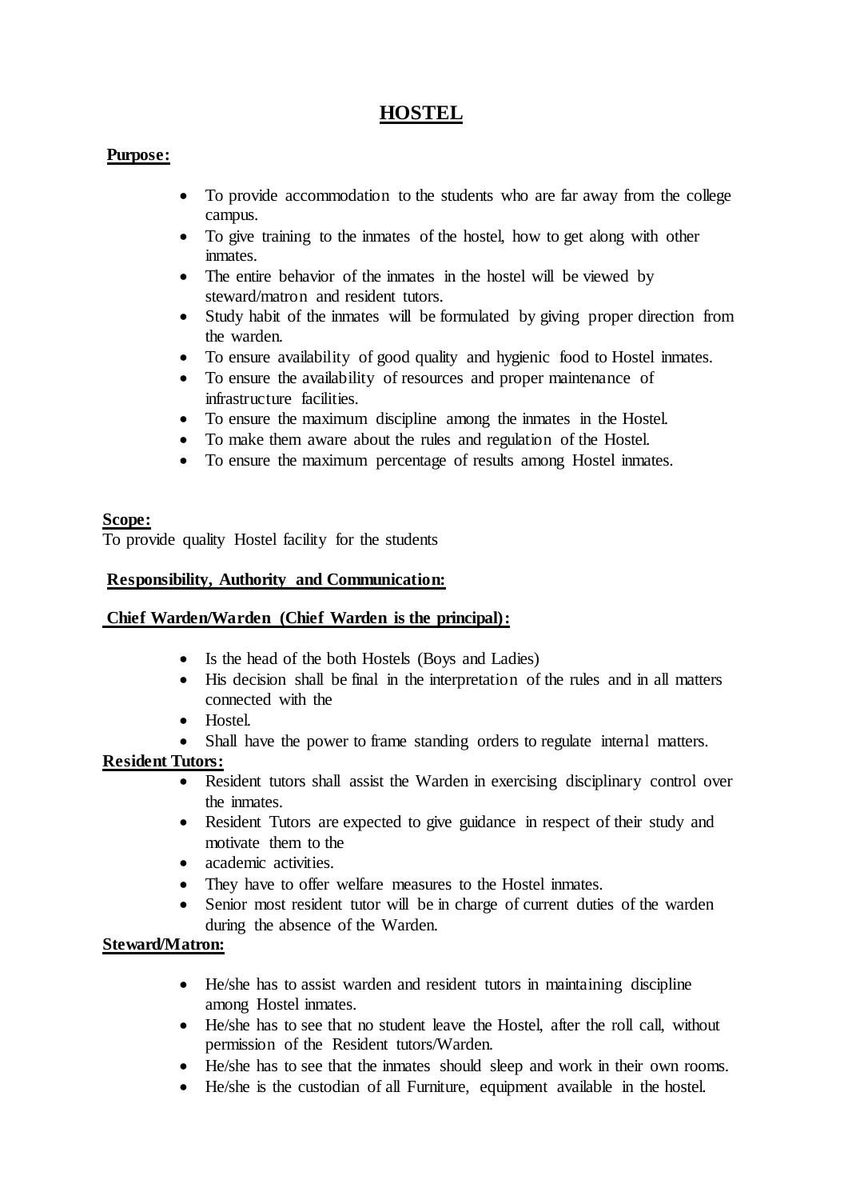# HOSTEL

**Purpose:**

- To provide accommodation to the students who are far away from the college campus.
- To give training to the inmates of the hostel, how to get along with other inmates.
- The entire behavior of the inmates in the hostel will be viewed by steward/matron and resident tutors.
- Study habit of the inmates will be formulated by giving proper direction from the warden.
- To ensure availability of good quality and hygienic food to Hostel inmates.
- To ensure the availability of resources and proper maintenance of infrastructure facilities.
- To ensure the maximum discipline among the inmates in the Hostel.
- To make them aware about the rules and regulation of the Hostel.
- To ensure the maximum percentage of results among Hostel inmates.

**Scope:**

To provide quality Hostel facility for the students

**Responsibility, Authority and Communication:**

**Chief Warden/Warden (Chief Warden is the principal):**

- Is the head of the both Hostels (Boys and Ladies)
- His decision shall be final in the interpretation of the rules and in all matters connected with the
- Hostel.
- Shall have the power to frame standing orders to regulate internal matters.

**Resident Tutors:**

- Resident tutors shall assist the Warden in exercising disciplinary control over the inmates.
- Resident Tutors are expected to give guidance in respect of their study and motivate them to the
- academic activities.
- They have to offer welfare measures to the Hostel inmates.
- Senior most resident tutor will be in charge of current duties of the warden during the absence of the Warden.

**Steward/Matron:**

- He/she has to assist warden and resident tutors in maintaining discipline among Hostel inmates.
- He/she has to see that no student leave the Hostel, after the roll call, without permission of the Resident tutors/Warden.
- He/she has to see that the inmates should sleep and work in their own rooms.
- He/she is the custodian of all Furniture, equipment available in the hostel.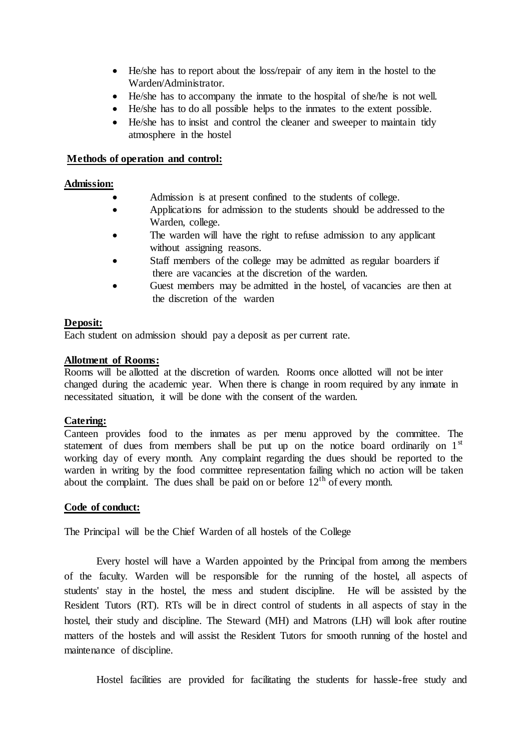- He/she has to report about the loss/repair of any item in the hostel to the Warden/Administrator.
- He/she has to accompany the inmate to the hospital of she/he is not well.
- He/she has to do all possible helps to the inmates to the extent possible.
- He/she has to insist and control the cleaner and sweeper to maintain tidy atmosphere in the hostel

**Methods of operation and control:**

**Admission:**

- Admission is at present confined to the students of college.
- Applications for admission to the students should be addressed to the Warden, college.
- The warden will have the right to refuse admission to any applicant without assigning reasons.
- Staff members of the college may be admitted as regular boarders if there are vacancies at the discretion of the warden.
- Guest members may be admitted in the hostel, of vacancies are then at the discretion of the warden

**Deposit:**

Each student on admission should pay a deposit as per current rate.

**Allotment of Rooms:**

Rooms will be allotted at the discretion of warden. Rooms once allotted will not be inter changed during the academic year. When there is change in room required by any inmate in necessitated situation, it will be done with the consent of the warden.

**Catering:**

Canteen provides food to the inmates as per menu approved by the committee. The statement of dues from members shall be put up on the notice board ordinarily on 1st working day of every month. Any complaint regarding the dues should be reported to the warden in writing by the food committee representation failing which no action will be taken about the complaint. The dues shall be paid on or before 12th of every month.

**Code of conduct:**

The Principal will be the Chief Warden of all hostels of the College

Every hostel will have a Warden appointed by the Principal from among the members of the faculty. Warden will be responsible for the running of the hostel, all aspects of students' stay in the hostel, the mess and student discipline. He will be assisted by the Resident Tutors (RT). RTs will be in direct control of students in all aspects of stay in the hostel, their study and discipline. The Steward (MH) and Matrons (LH) will look after routine matters of the hostels and will assist the Resident Tutors for smooth running of the hostel and maintenance of discipline.

Hostel facilities are provided for facilitating the students for hassle-free study and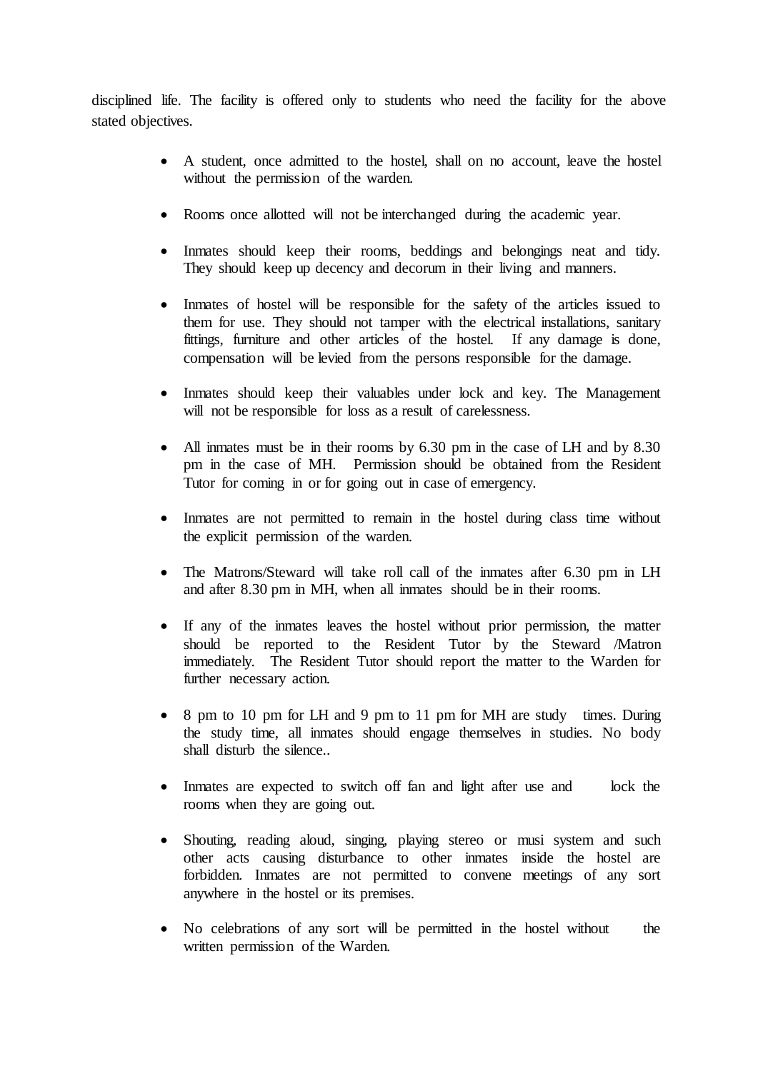disciplined life. The facility is offered only to students who need the facility for the above stated objectives.

- A student, once admitted to the hostel, shall on no account, leave the hostel without the permission of the warden.

- Rooms once allotted will not be interchanged during the academic year.

- Inmates should keep their rooms, beddings and belongings neat and tidy. They should keep up decency and decorum in their living and manners.

- Inmates of hostel will be responsible for the safety of the articles issued to them for use. They should not tamper with the electrical installations, sanitary fittings, furniture and other articles of the hostel. If any damage is done, compensation will be levied from the persons responsible for the damage.

- Inmates should keep their valuables under lock and key. The Management will not be responsible for loss as a result of carelessness.

- All inmates must be in their rooms by 6.30 pm in the case of LH and by 8.30 pm in the case of MH. Permission should be obtained from the Resident Tutor for coming in or for going out in case of emergency.

- Inmates are not permitted to remain in the hostel during class time without the explicit permission of the warden.

- The Matrons/Steward will take roll call of the inmates after 6.30 pm in LH and after 8.30 pm in MH, when all inmates should be in their rooms.

- If any of the inmates leaves the hostel without prior permission, the matter should be reported to the Resident Tutor by the Steward /Matron immediately. The Resident Tutor should report the matter to the Warden for further necessary action.

- 8 pm to 10 pm for LH and 9 pm to 11 pm for MH are study times. During the study time, all inmates should engage themselves in studies. No body shall disturb the silence..

- Inmates are expected to switch off fan and light after use and lock the rooms when they are going out.

- Shouting, reading aloud, singing, playing stereo or musi system and such other acts causing disturbance to other inmates inside the hostel are forbidden. Inmates are not permitted to convene meetings of any sort anywhere in the hostel or its premises.

- No celebrations of any sort will be permitted in the hostel without the written permission of the Warden.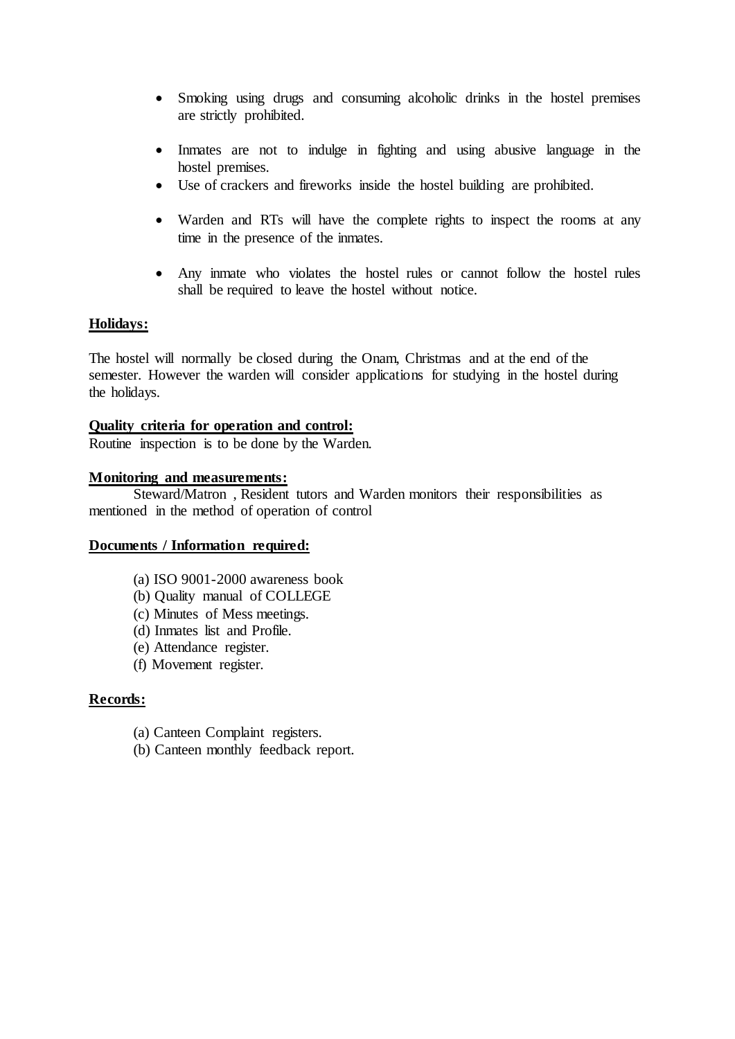- Smoking using drugs and consuming alcoholic drinks in the hostel premises are strictly prohibited.
- Inmates are not to indulge in fighting and using abusive language in the hostel premises.
- Use of crackers and fireworks inside the hostel building are prohibited.
- Warden and RTs will have the complete rights to inspect the rooms at any time in the presence of the inmates.
- Any inmate who violates the hostel rules or cannot follow the hostel rules shall be required to leave the hostel without notice.

**Holidays:**

The hostel will normally be closed during the Onam, Christmas and at the end of the semester. However the warden will consider applications for studying in the hostel during the holidays.

**Quality criteria for operation and control:**

Routine inspection is to be done by the Warden.

**Monitoring and measurements:**

Steward/Matron , Resident tutors and Warden monitors their responsibilities as mentioned in the method of operation of control

**Documents / Information required:**

(a) ISO 9001-2000 awareness book
(b) Quality manual of COLLEGE
(c) Minutes of Mess meetings.
(d) Inmates list and Profile.
(e) Attendance register.
(f) Movement register.

**Records:**

(a) Canteen Complaint registers.
(b) Canteen monthly feedback report.